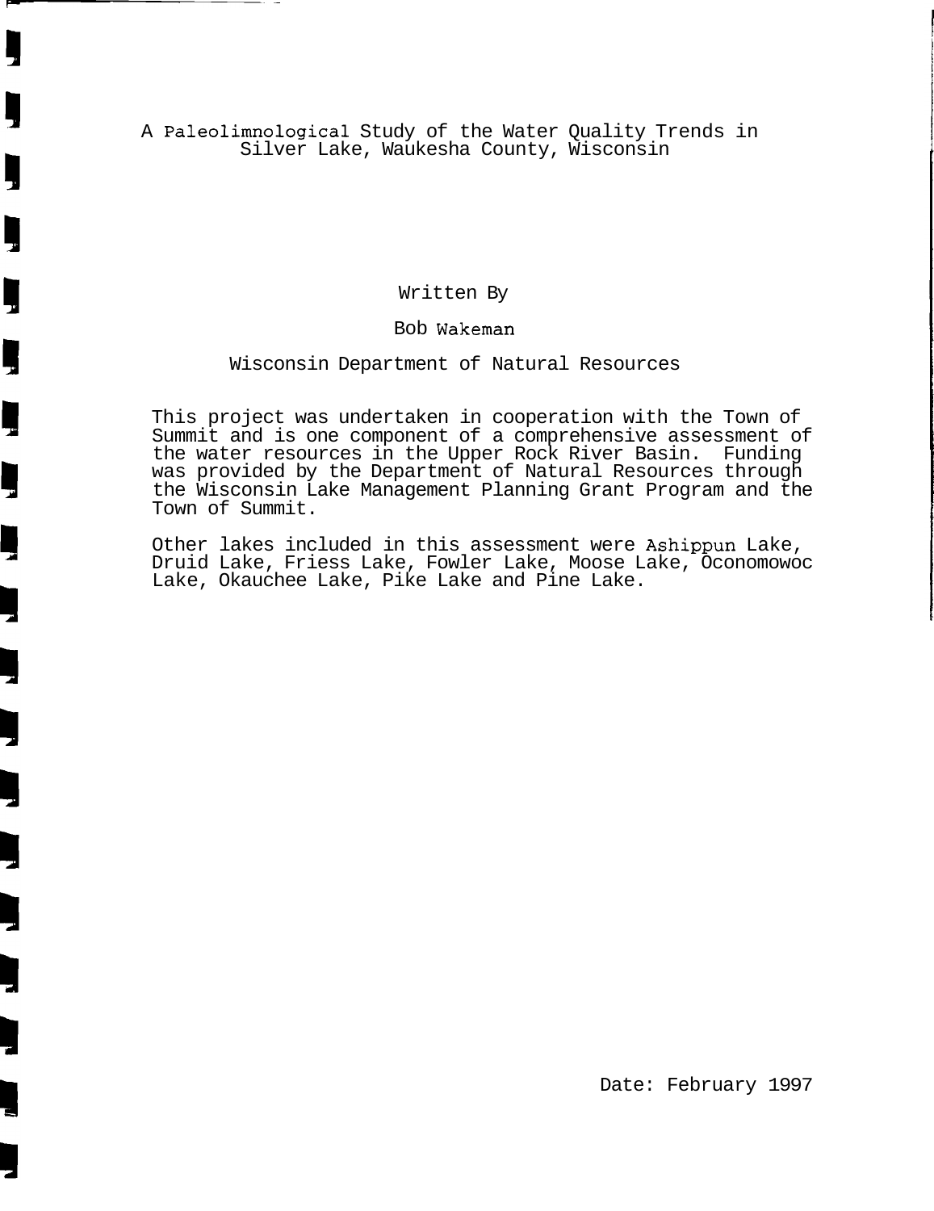# A Paleolimnological Study of the Water Quality Trends in Silver Lake, Waukesha County, Wisconsin

Written By

Bob Wakeman

Wisconsin Department of Natural Resources

This project was undertaken in cooperation with the Town of Summit and is one component of a comprehensive assessment of the water resources in the Upper Rock River Basin. Funding was provided by the Department of Natural Resources through the Wisconsin Lake Management Planning Grant Program and the Town of Summit.

Other lakes included in this assessment were Ashippun Lake, Druid Lake, Friess Lake, Fowler Lake, Moose Lake, Oconomowoc Lake, Okauchee Lake, Pike Lake and Pine Lake.

Date: February 1997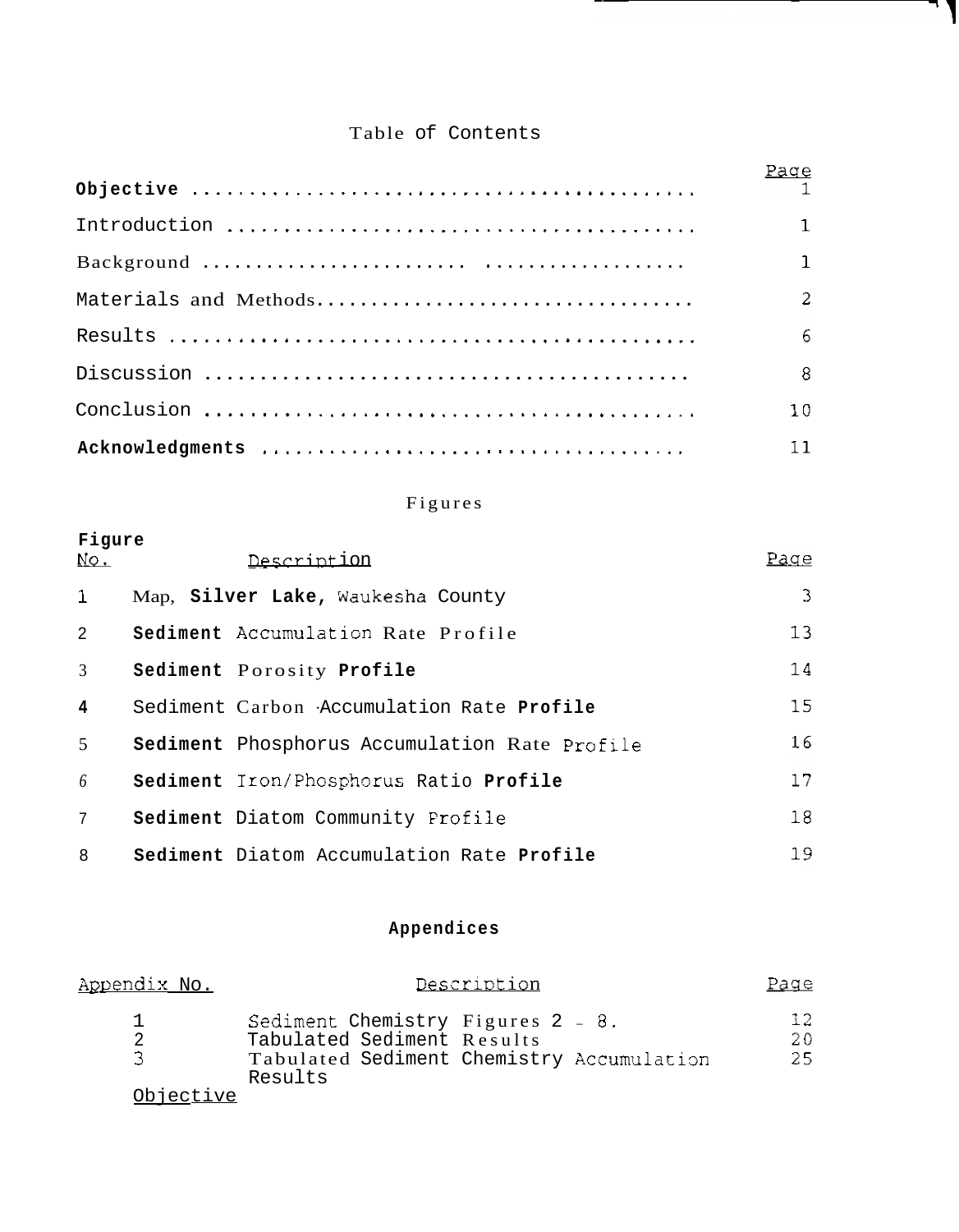# Table of Contents

| | Page |
|---|---|
| **Objective** | 1 |
| Introduction | 1 |
| Background | 1 |
| Materials and Methods | 2 |
| Results | 6 |
| Discussion | 8 |
| Conclusion | 10 |
| **Acknowledgments** | 11 |

## Figures

| Figure No. | Description | Page |
|---|---|---|
| 1 | Map, **Silver Lake,** Waukesha County | 3 |
| 2 | **Sediment** Accumulation Rate Profile | 13 |
| 3 | **Sediment** Porosity **Profile** | 14 |
| 4 | Sediment Carbon Accumulation Rate **Profile** | 15 |
| 5 | **Sediment** Phosphorus Accumulation Rate Profile | 16 |
| 6 | **Sediment** Iron/Phosphorus Ratio **Profile** | 17 |
| 7 | **Sediment** Diatom Community Profile | 18 |
| 8 | **Sediment** Diatom Accumulation Rate **Profile** | 19 |

## Appendices

| Appendix No. | Description | Page |
|---|---|---|
| 1 | Sediment Chemistry Figures 2 - 8. | 12 |
| 2 | Tabulated Sediment Results | 20 |
| 3 | Tabulated Sediment Chemistry Accumulation Results | 25 |

Objective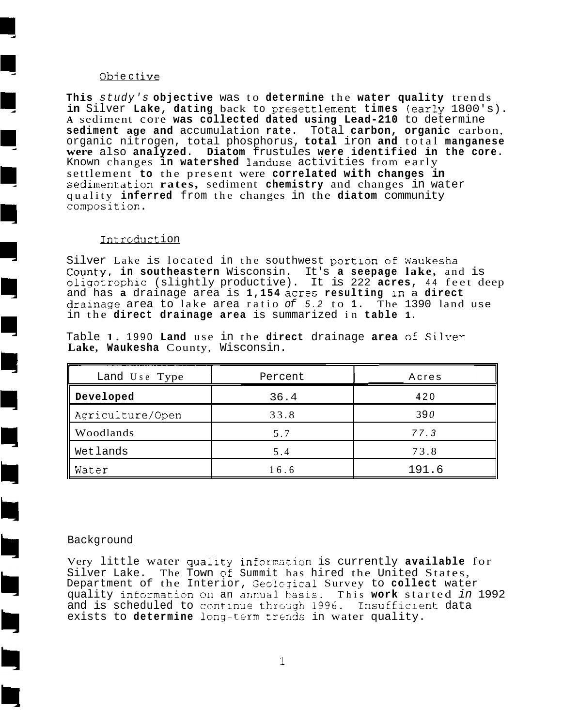## Objective

This study's objective was to determine the water quality trends in Silver Lake, dating back to presettlement times (early 1800's). A sediment core was collected dated using Lead-210 to determine sediment age and accumulation rate. Total carbon, organic carbon, organic nitrogen, total phosphorus, total iron and total manganese were also analyzed. Diatom frustules were identified in the core. Known changes in watershed landuse activities from early settlement to the present were correlated with changes in sedimentation rates, sediment chemistry and changes in water quality inferred from the changes in the diatom community composition.

## Introduction

Silver Lake is located in the southwest portion of Waukesha County, in southeastern Wisconsin. It's a seepage lake, and is oligotrophic (slightly productive). It is 222 acres, 44 feet deep and has a drainage area is 1,154 acres resulting in a direct drainage area to lake area ratio of 5.2 to 1. The 1390 land use in the direct drainage area is summarized in table 1.

Table 1. 1990 Land use in the direct drainage area of Silver Lake, Waukesha County, Wisconsin.

| Land Use Type | Percent | Acres |
|---|---|---|
| Developed | 36.4 | 420 |
| Agriculture/Open | 33.8 | 390 |
| Woodlands | 5.7 | 77.3 |
| Wetlands | 5.4 | 73.8 |
| Water | 16.6 | 191.6 |

## Background

Very little water quality information is currently available for Silver Lake. The Town of Summit has hired the United States, Department of the Interior, Geological Survey to collect water quality information on an annual basis. This work started in 1992 and is scheduled to continue through 1996. Insufficient data exists to determine long-term trends in water quality.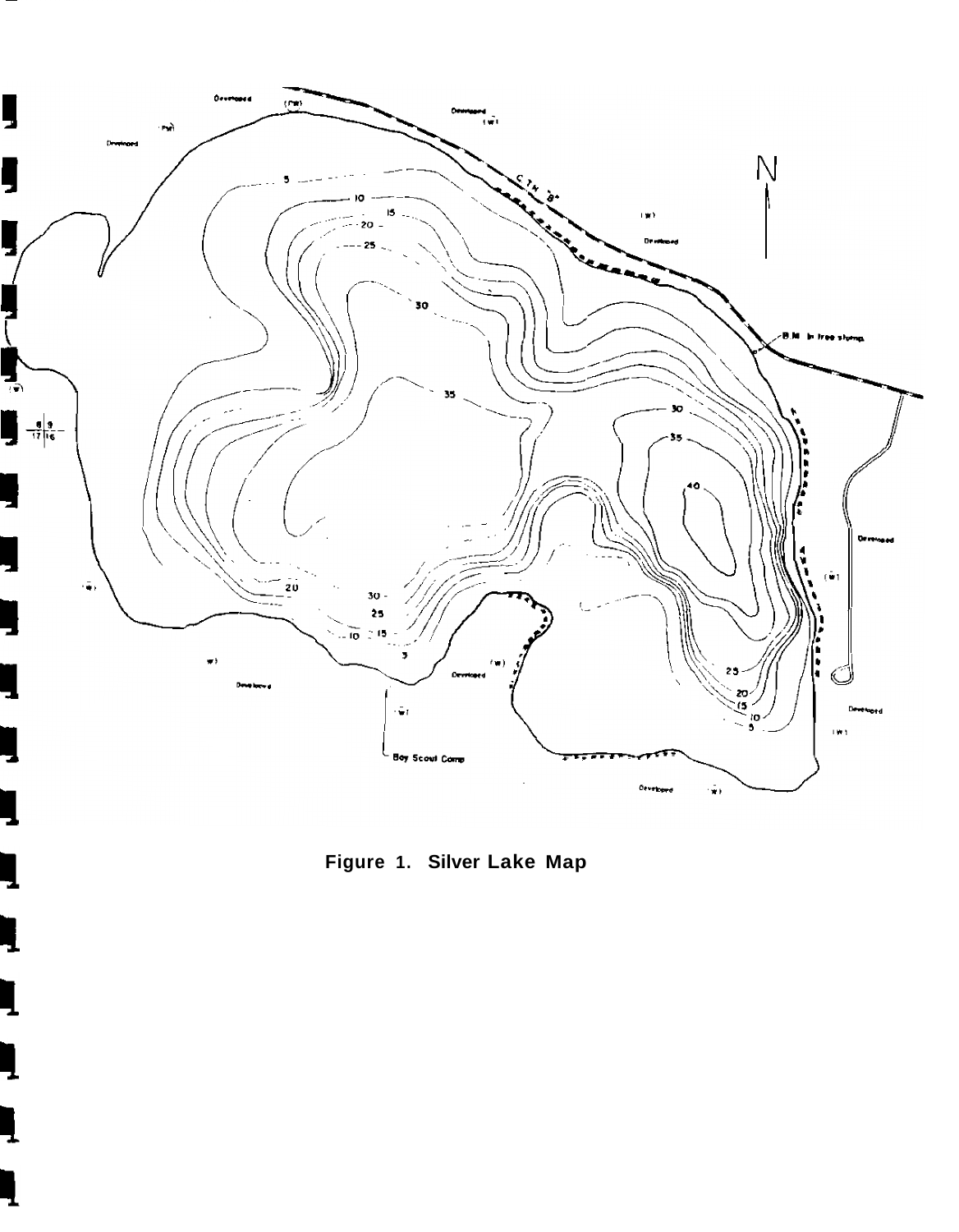Figure 1. Silver Lake Map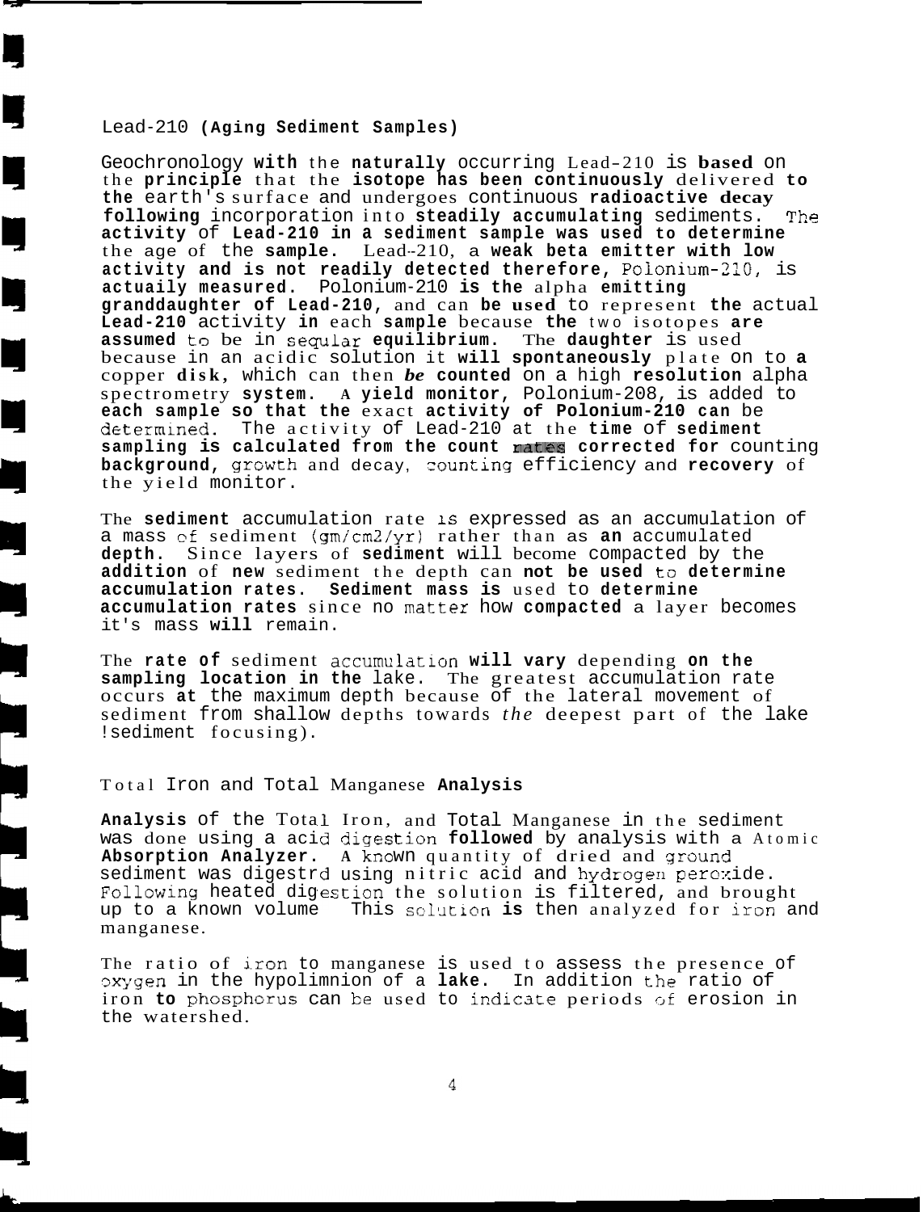## Lead-210 (Aging Sediment Samples)

Geochronology with the naturally occurring Lead-210 is based on the principle that the isotope has been continuously delivered to the earth's surface and undergoes continuous radioactive decay following incorporation into steadily accumulating sediments. The activity of Lead-210 in a sediment sample was used to determine the age of the sample. Lead-210, a weak beta emitter with low activity and is not readily detected therefore, Polonium-210, is actuaily measured. Polonium-210 is the alpha emitting granddaughter of Lead-210, and can be used to represent the actual Lead-210 activity in each sample because the two isotopes are assumed to be in seqular equilibrium. The daughter is used because in an acidic solution it will spontaneously plate on to a copper disk, which can then *be* counted on a high resolution alpha spectrometry system. A yield monitor, Polonium-208, is added to each sample so that the exact activity of Polonium-210 can be determined. The activity of Lead-210 at the time of sediment sampling is calculated from the count rates corrected for counting background, growth and decay, counting efficiency and recovery of the yield monitor.

The sediment accumulation rate is expressed as an accumulation of a mass of sediment (gm/cm2/yr) rather than as an accumulated depth. Since layers of sediment will become compacted by the addition of new sediment the depth can not be used to determine accumulation rates. Sediment mass is used to determine accumulation rates since no matter how compacted a layer becomes it's mass will remain.

The rate of sediment accumulation will vary depending on the sampling location in the lake. The greatest accumulation rate occurs at the maximum depth because of the lateral movement of sediment from shallow depths towards *the* deepest part of the lake (sediment focusing).

## Total Iron and Total Manganese Analysis

Analysis of the Total Iron, and Total Manganese in the sediment was done using a acid digestion followed by analysis with a Atomic Absorption Analyzer. A known quantity of dried and ground sediment was digestrd using nitric acid and hydrogen peroxide. Following heated digestion the solution is filtered, and brought up to a known volume This solution is then analyzed for iron and manganese.

The ratio of iron to manganese is used to assess the presence of oxygen in the hypolimnion of a lake. In addition the ratio of iron to phosphorus can be used to indicate periods of erosion in the watershed.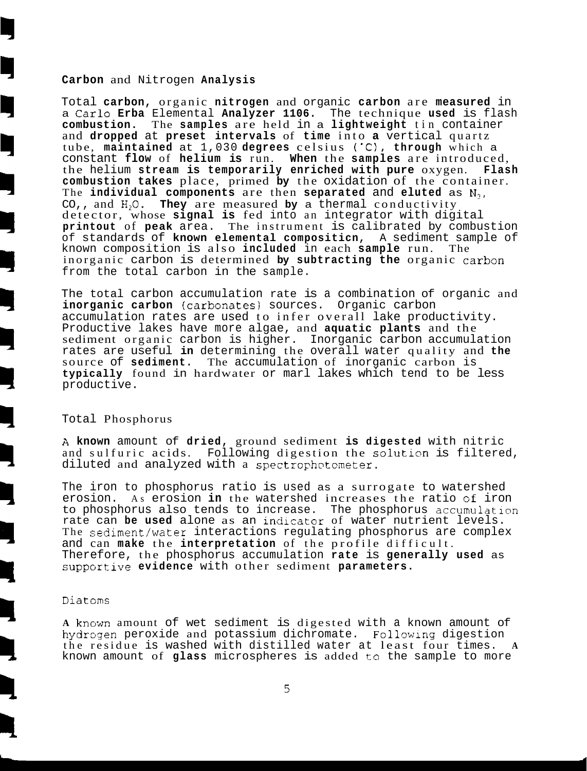## Carbon and Nitrogen Analysis

Total carbon, organic nitrogen and organic carbon are measured in a Carlo Erba Elemental Analyzer 1106. The technique used is flash combustion. The samples are held in a lightweight tin container and dropped at preset intervals of time into a vertical quartz tube, maintained at 1,030 degrees celsius (°C), through which a constant flow of helium is run. When the samples are introduced, the helium stream is temporarily enriched with pure oxygen. Flash combustion takes place, primed by the oxidation of the container. The individual components are then separated and eluted as $N_2$, $CO_2$, and $H_2O$. They are measured by a thermal conductivity detector, whose signal is fed into an integrator with digital printout of peak area. The instrument is calibrated by combustion of standards of known elemental compositicn, A sediment sample of known composition is also included in each sample run. The inorganic carbon is determined by subtracting the organic carbon from the total carbon in the sample.

The total carbon accumulation rate is a combination of organic and inorganic carbon (carbonates) sources. Organic carbon accumulation rates are used to infer overall lake productivity. Productive lakes have more algae, and aquatic plants and the sediment organic carbon is higher. Inorganic carbon accumulation rates are useful in determining the overall water quality and the source of sediment. The accumulation of inorganic carbon is typically found in hardwater or marl lakes which tend to be less productive.

## Total Phosphorus

A known amount of dried, ground sediment is digested with nitric and sulfuric acids. Following digestion the solution is filtered, diluted and analyzed with a spectrophotometer.

The iron to phosphorus ratio is used as a surrogate to watershed erosion. As erosion in the watershed increases the ratio of iron to phosphorus also tends to increase. The phosphorus accumulation rate can be used alone as an indicator of water nutrient levels. The sediment/water interactions regulating phosphorus are complex and can make the interpretation of the profile difficult. Therefore, the phosphorus accumulation rate is generally used as supportive evidence with other sediment parameters.

## Diatoms

A known amount of wet sediment is digested with a known amount of hydrogen peroxide and potassium dichromate. Following digestion the residue is washed with distilled water at least four times. A known amount of glass microspheres is added to the sample to more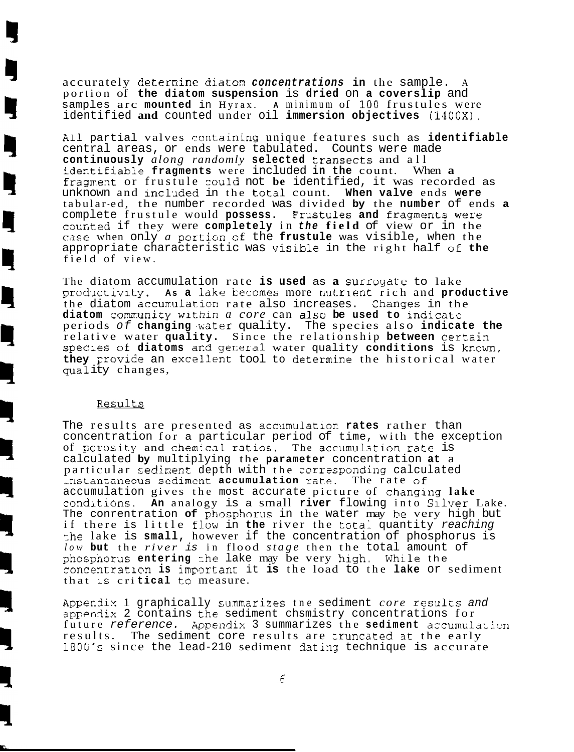accurately determine diatom concentrations in the sample. A portion of the diatom suspension is dried on a coverslip and samples arc mounted in Hyrax. A minimum of 100 frustules were identified and counted under oil immersion objectives (1400X).

All partial valves containing unique features such as identifiable central areas, or ends were tabulated. Counts were made continuously along randomly selected transects and all identifiable fragments were included in the count. When a fragment or frustule could not be identified, it was recorded as unknown and included in the total count. When valve ends were tabular-ed, the number recorded was divided by the number of ends a complete frustule would possess. Frustules and fragments were counted if they were completely in the field of view or in the case when only a portion of the frustule was visible, when the appropriate characteristic was visible in the right half of the field of view.

The diatom accumulation rate is used as a surrogate to lake productivity. As a lake becomes more nutrient rich and productive the diatom accumulation rate also increases. Changes in the diatom community within a core can also be used to indicate periods of changing water quality. The species also indicate the relative water quality. Since the relationship between certain species of diatoms and general water quality conditions is known, they provide an excellent tool to determine the historical water quality changes,

## Results

The results are presented as accumulation rates rather than concentration for a particular period of time, with the exception of porosity and chemical ratios. The accumulation rate is calculated by multiplying the parameter concentration at a particular sediment depth with the corresponding calculated instantaneous sediment accumulation rate. The rate of accumulation gives the most accurate picture of changing lake conditions. An analogy is a small river flowing into Silver Lake. The conrentration of phosphorus in the water may be very high but if there is little flow in the river the total quantity reaching the lake is small, however if the concentration of phosphorus is low but the river is in flood stage then the total amount of phosphorus entering the lake may be very high. While the concentration is important it is the load to the lake or sediment that is critical to measure.

Appendix 1 graphically summarizes the sediment core results and appendix 2 contains the sediment chsmistry concentrations for future reference. Appendix 3 summarizes the sediment accumulation results. The sediment core results are truncated at the early 1800's since the lead-210 sediment dating technique is accurate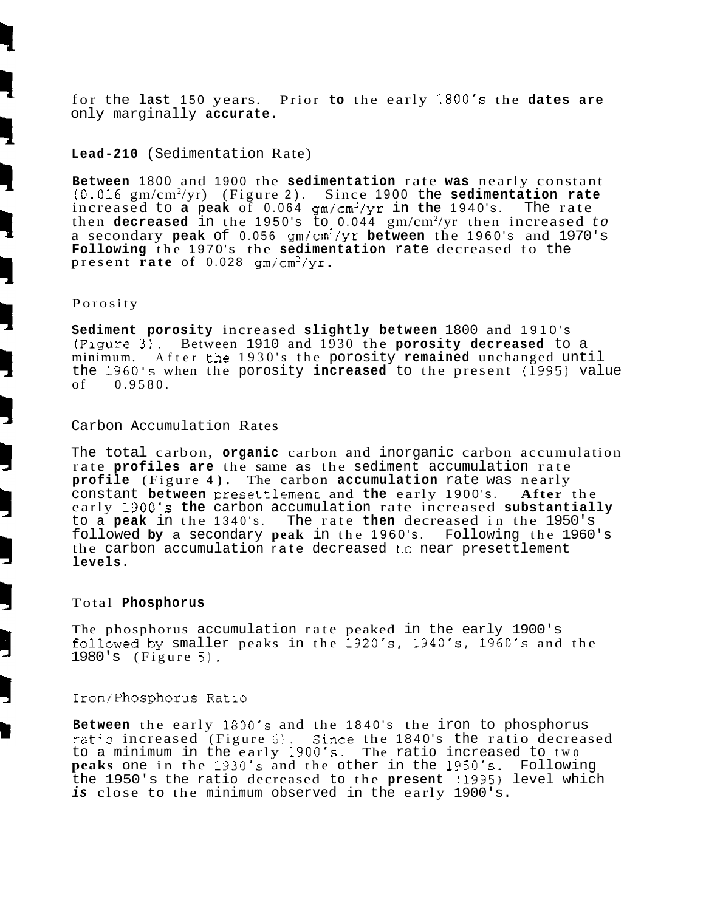for the last 150 years. Prior to the early 1800's the dates are only marginally accurate.

### Lead-210 (Sedimentation Rate)

Between 1800 and 1900 the sedimentation rate was nearly constant (0.016 $gm/cm^2/yr$) (Figure 2). Since 1900 the sedimentation rate increased to a peak of 0.064 $gm/cm^2/yr$ in the 1940's. The rate then decreased in the 1950's to 0.044 $gm/cm^2/yr$ then increased to a secondary peak of 0.056 $gm/cm^2/yr$ between the 1960's and 1970's Following the 1970's the sedimentation rate decreased to the present rate of 0.028 $gm/cm^2/yr$.

### Porosity

Sediment porosity increased slightly between 1800 and 1910's (Figure 3). Between 1910 and 1930 the porosity decreased to a minimum. After the 1930's the porosity remained unchanged until the 1960's when the porosity increased to the present (1995) value of 0.9580.

### Carbon Accumulation Rates

The total carbon, organic carbon and inorganic carbon accumulation rate profiles are the same as the sediment accumulation rate profile (Figure 4). The carbon accumulation rate was nearly constant between presettlement and the early 1900's. After the early 1900's the carbon accumulation rate increased substantially to a peak in the 1340's. The rate then decreased in the 1950's followed by a secondary peak in the 1960's. Following the 1960's the carbon accumulation rate decreased to near presettlement levels.

### Total Phosphorus

The phosphorus accumulation rate peaked in the early 1900's followed by smaller peaks in the 1920's, 1940's, 1960's and the 1980's (Figure 5).

### Iron/Phosphorus Ratio

Between the early 1800's and the 1840's the iron to phosphorus ratio increased (Figure 6). Since the 1840's the ratio decreased to a minimum in the early 1900's. The ratio increased to two peaks one in the 1930's and the other in the 1950's. Following the 1950's the ratio decreased to the present (1995) level which *is* close to the minimum observed in the early 1900's.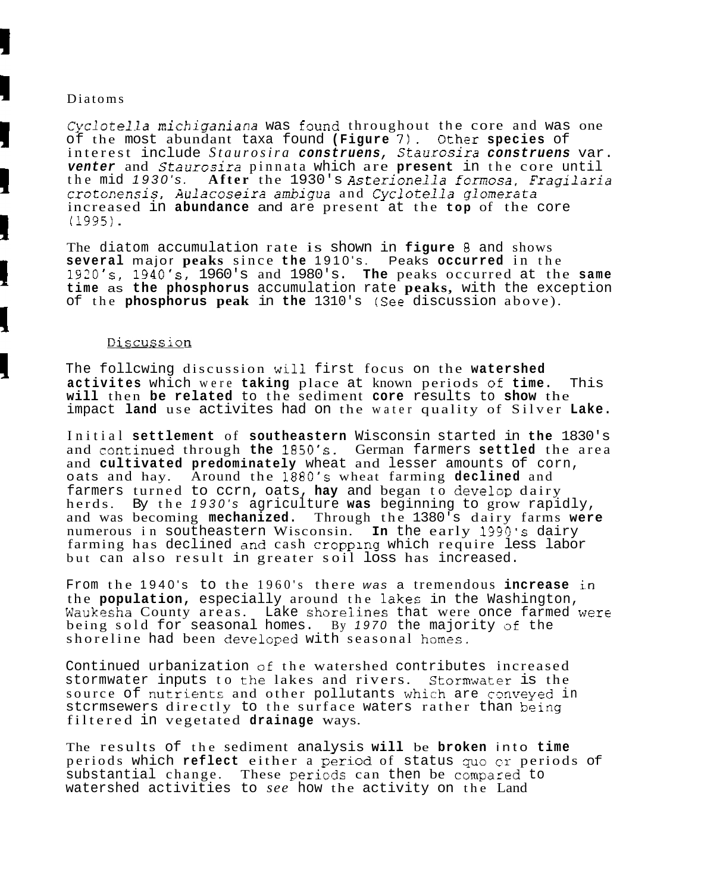Diatoms

*Cyclotella michiganiana* was found throughout the core and was one of the most abundant taxa found (Figure 7). Other species of interest include *Staurosira construens*, *Staurosira construens* var. *venter* and *Staurosira pinnata* which are present in the core until the mid 1930's. After the 1930's *Asterionella formosa*, *Fragilaria crotonensis*, *Aulacoseira ambigua* and *Cyclotella glomerata* increased in abundance and are present at the top of the core (1995).

The diatom accumulation rate is shown in figure 8 and shows several major peaks since the 1910's. Peaks occurred in the 1920's, 1940's, 1960's and 1980's. The peaks occurred at the same time as the phosphorus accumulation rate peaks, with the exception of the phosphorus peak in the 1310's (See discussion above).

## Discussion

The follcwing discussion will first focus on the watershed activites which were taking place at known periods of time. This will then be related to the sediment core results to show the impact land use activites had on the water quality of Silver Lake.

Initial settlement of southeastern Wisconsin started in the 1830's and continued through the 1850's. German farmers settled the area and cultivated predominately wheat and lesser amounts of corn, oats and hay. Around the 1880's wheat farming declined and farmers turned to ccrn, oats, hay and began to develop dairy herds. By the 1930's agriculture was beginning to grow rapidly, and was becoming mechanized. Through the 1380's dairy farms were numerous in southeastern Wisconsin. In the early 1990's dairy farming has declined and cash cropping which require less labor but can also result in greater soil loss has increased.

From the 1940's to the 1960's there was a tremendous increase in the population, especially around the lakes in the Washington, Waukesha County areas. Lake shorelines that were once farmed were being sold for seasonal homes. By 1970 the majority of the shoreline had been developed with seasonal homes.

Continued urbanization of the watershed contributes increased stormwater inputs to the lakes and rivers. Stormwater is the source of nutrients and other pollutants which are conveyed in stcrmsewers directly to the surface waters rather than being filtered in vegetated drainage ways.

The results of the sediment analysis will be broken into time periods which reflect either a period of status quo cr periods of substantial change. These periods can then be compared to watershed activities to see how the activity on the Land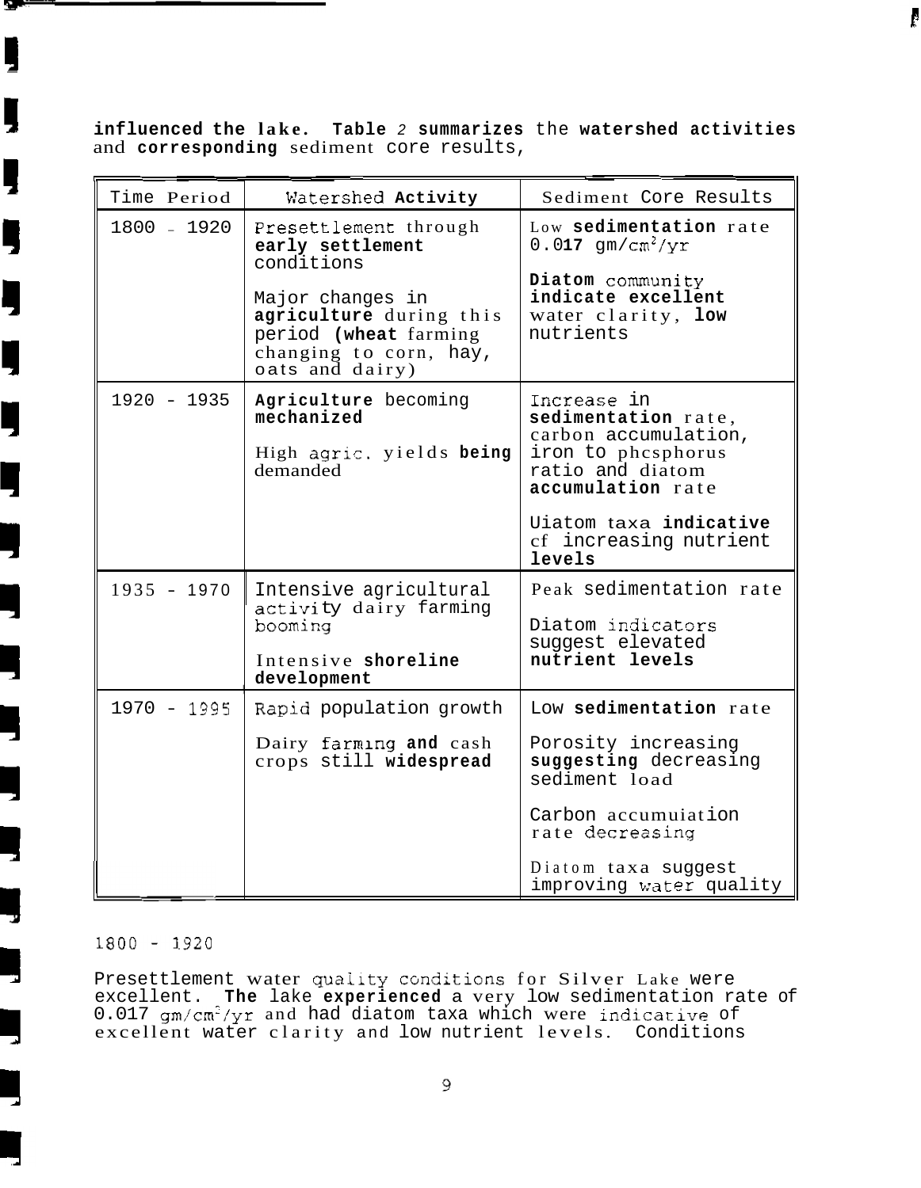influenced the lake. Table 2 summarizes the watershed activities and corresponding sediment core results,

| Time Period | Watershed Activity | Sediment Core Results |
|---|---|---|
| 1800 - 1920 | Presettlement through early settlement conditions<br><br>Major changes in agriculture during this period (wheat farming changing to corn, hay, oats and dairy) | Low sedimentation rate 0.017 $gm/cm^2/yr$<br><br>Diatom community indicate excellent water clarity, low nutrients |
| 1920 - 1935 | Agriculture becoming mechanized<br><br>High agric. yields being demanded | Increase in sedimentation rate, carbon accumulation, iron to phcsphorus ratio and diatom accumulation rate<br><br>Uiatom taxa indicative cf increasing nutrient levels |
| 1935 - 1970 | Intensive agricultural activity dairy farming booming<br><br>Intensive shoreline development | Peak sedimentation rate<br><br>Diatom indicators suggest elevated nutrient levels |
| 1970 - 1995 | Rapid population growth<br><br>Dairy farming and cash crops still widespread | Low sedimentation rate<br><br>Porosity increasing suggesting decreasing sediment load<br><br>Carbon accumuiation rate decreasing<br><br>Diatom taxa suggest improving water quality |

1800 - 1920

Presettlement water quality conditions for Silver Lake were excellent. The lake experienced a very low sedimentation rate of 0.017 $gm/cm^2/yr$ and had diatom taxa which were indicative of excellent water clarity and low nutrient levels. Conditions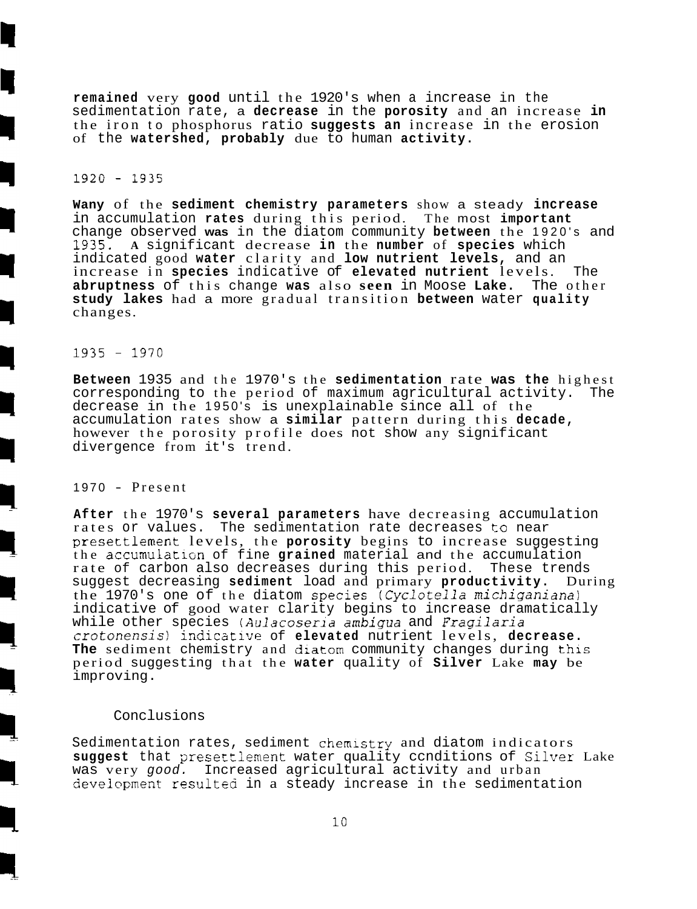remained very good until the 1920's when a increase in the sedimentation rate, a decrease in the porosity and an increase in the iron to phosphorus ratio suggests an increase in the erosion of the watershed, probably due to human activity.

1920 - 1935

Wany of the sediment chemistry parameters show a steady increase in accumulation rates during this period. The most important change observed was in the diatom community between the 1920's and 1935. A significant decrease in the number of species which indicated good water clarity and low nutrient levels, and an increase in species indicative of elevated nutrient levels. The abruptness of this change was also seen in Moose Lake. The other study lakes had a more gradual transition between water quality changes.

1935 - 1970

Between 1935 and the 1970's the sedimentation rate was the highest corresponding to the period of maximum agricultural activity. The decrease in the 1950's is unexplainable since all of the accumulation rates show a similar pattern during this decade, however the porosity profile does not show any significant divergence from it's trend.

1970 - Present

After the 1970's several parameters have decreasing accumulation rates or values. The sedimentation rate decreases to near presettlement levels, the porosity begins to increase suggesting the accumulation of fine grained material and the accumulation rate of carbon also decreases during this period. These trends suggest decreasing sediment load and primary productivity. During the 1970's one of the diatom species (*Cyclotella michiganiana*) indicative of good water clarity begins to increase dramatically while other species (*Aulacoseria ambigua* and *Fragilaria crotonensis*) indicative of elevated nutrient levels, decrease. The sediment chemistry and diatom community changes during this period suggesting that the water quality of Silver Lake may be improving.

## Conclusions

Sedimentation rates, sediment chemistry and diatom indicators suggest that presettlement water quality ccnditions of Silver Lake was very *good.* Increased agricultural activity and urban development resulted in a steady increase in the sedimentation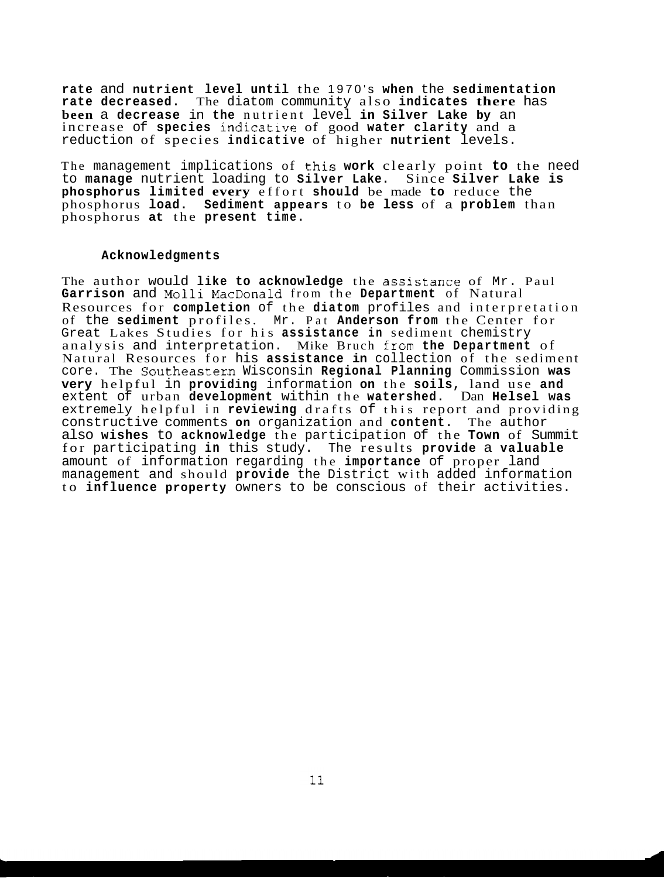rate and nutrient level until the 1970's when the sedimentation rate decreased. The diatom community also indicates there has been a decrease in the nutrient level in Silver Lake by an increase of species indicative of good water clarity and a reduction of species indicative of higher nutrient levels.

The management implications of this work clearly point to the need to manage nutrient loading to Silver Lake. Since Silver Lake is phosphorus limited every effort should be made to reduce the phosphorus load. Sediment appears to be less of a problem than phosphorus at the present time.

## Acknowledgments

The author would like to acknowledge the assistance of Mr. Paul Garrison and Molli MacDonald from the Department of Natural Resources for completion of the diatom profiles and interpretation of the sediment profiles. Mr. Pat Anderson from the Center for Great Lakes Studies for his assistance in sediment chemistry analysis and interpretation. Mike Bruch from the Department of Natural Resources for his assistance in collection of the sediment core. The Southeastern Wisconsin Regional Planning Commission was very helpful in providing information on the soils, land use and extent of urban development within the watershed. Dan Helsel was extremely helpful in reviewing drafts of this report and providing constructive comments on organization and content. The author also wishes to acknowledge the participation of the Town of Summit for participating in this study. The results provide a valuable amount of information regarding the importance of proper land management and should provide the District with added information to influence property owners to be conscious of their activities.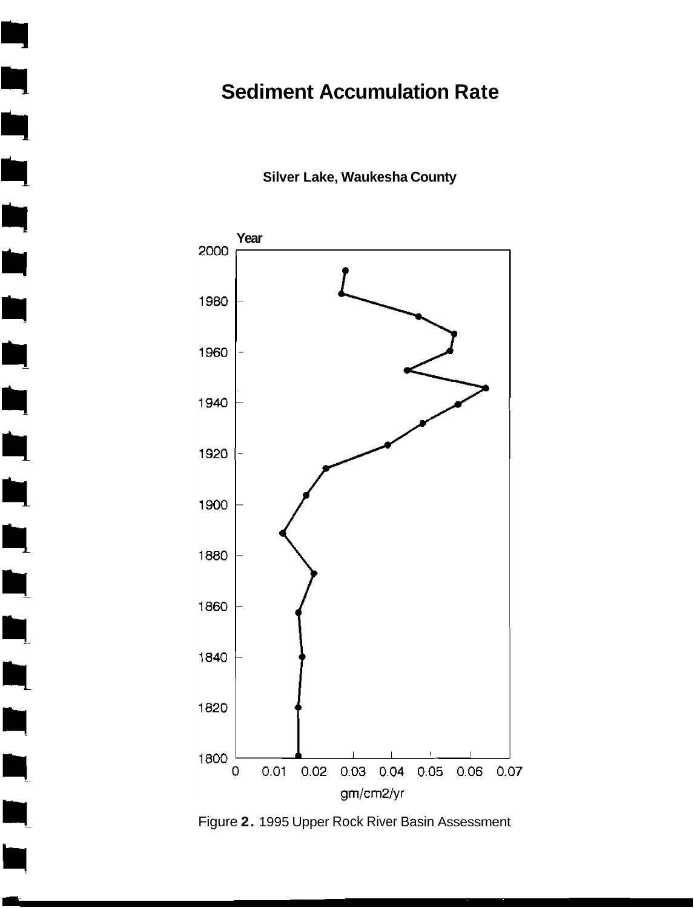# Sediment Accumulation Rate

**Silver Lake, Waukesha County**

Figure 2. 1995 Upper Rock River Basin Assessment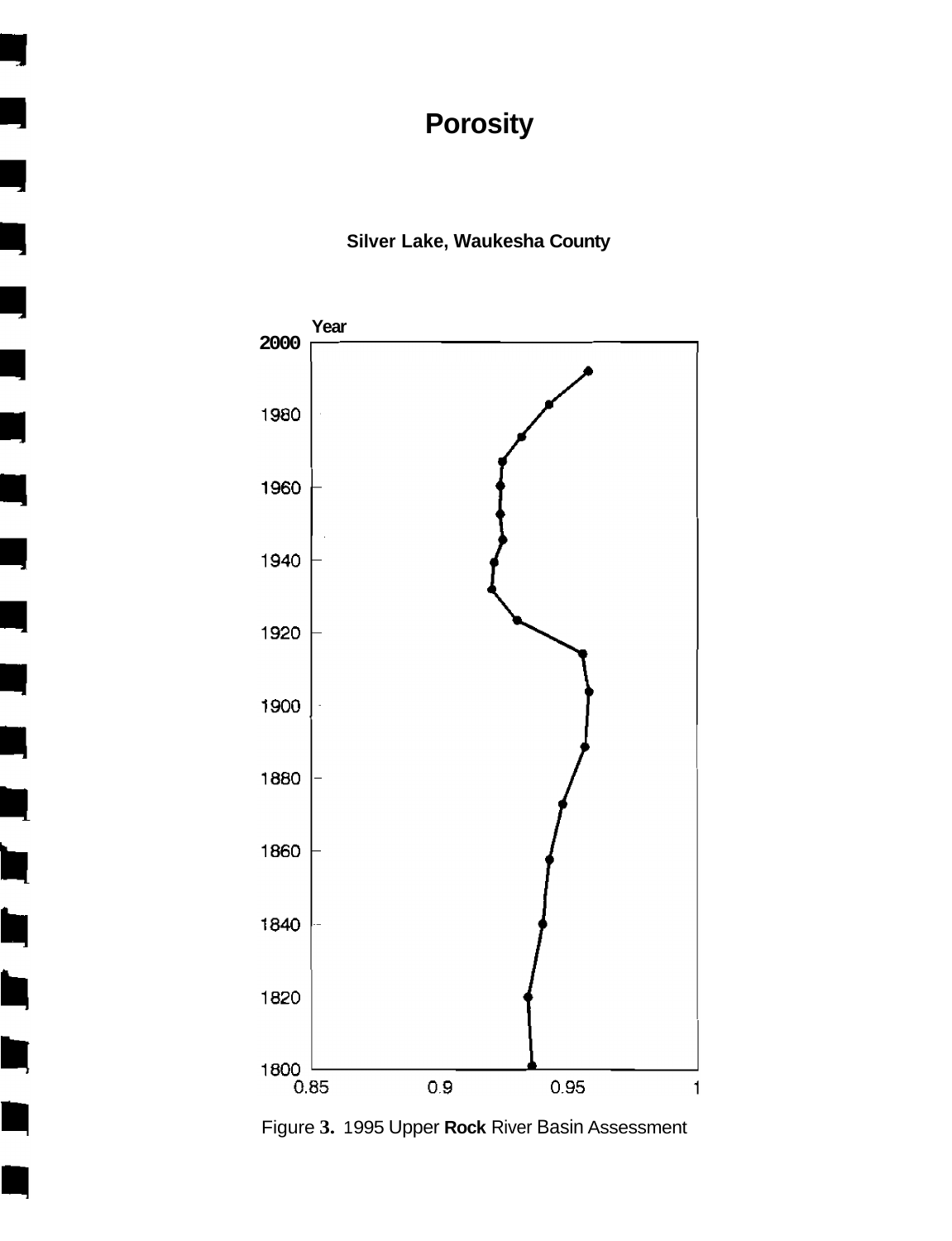# Porosity

**Silver Lake, Waukesha County**

Year

2000

1980

1960

1940

1920

1900

1880

1860

1840

1820

1800

0.85 0.9 0.95 1

Figure 3. 1995 Upper **Rock** River Basin Assessment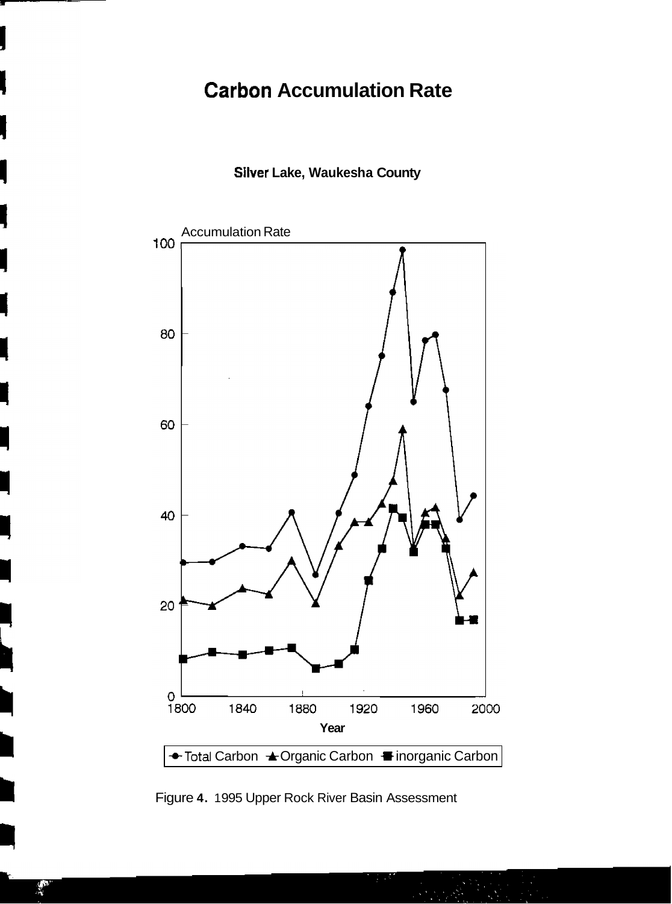# Carbon Accumulation Rate

**Silver Lake, Waukesha County**

Accumulation Rate

Year

Total Carbon, Organic Carbon, inorganic Carbon

Figure 4. 1995 Upper Rock River Basin Assessment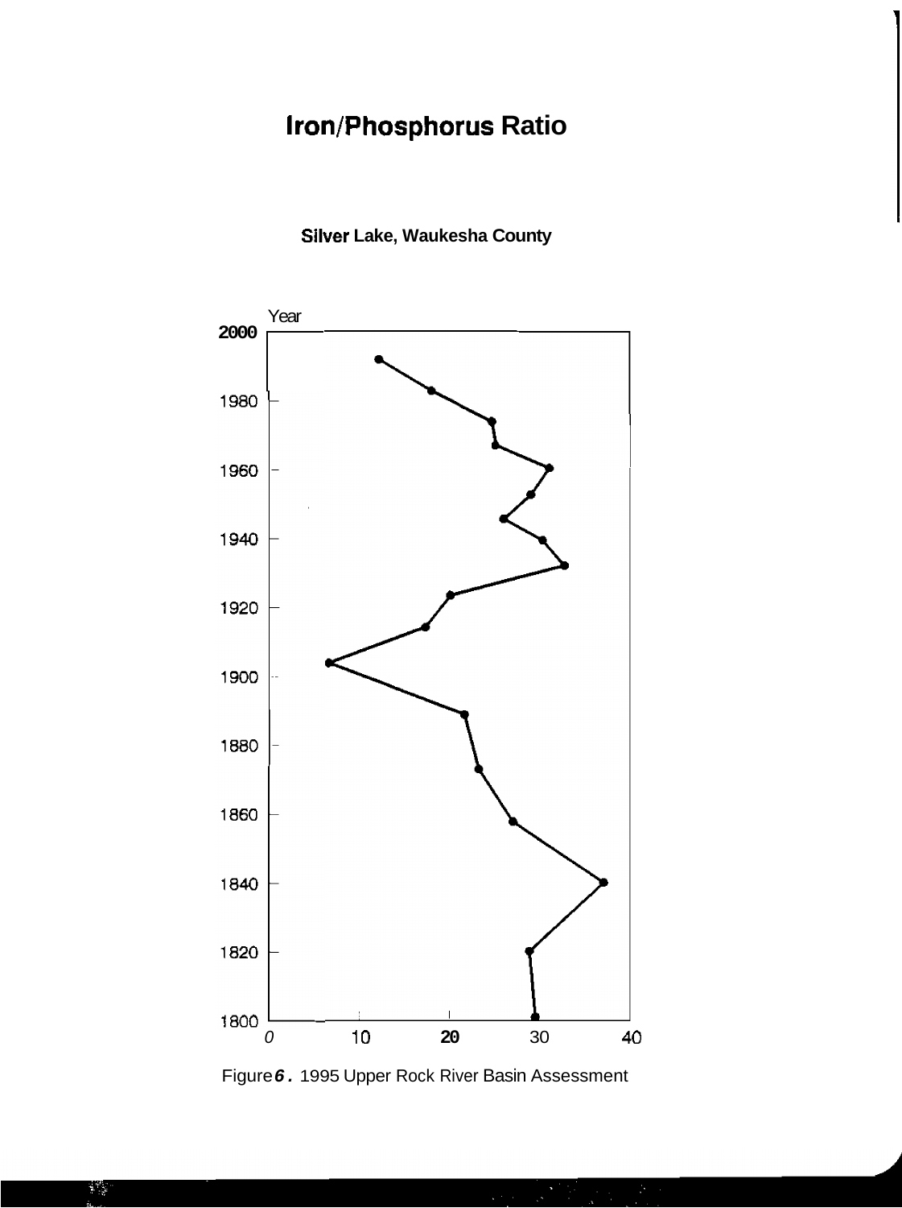# Iron/Phosphorus Ratio

**Silver Lake, Waukesha County**

Year

2000

1980

1960

1940

1920

1900

1880

1860

1840

1820

1800

0 10 20 30 40

Figure *6.* 1995 Upper Rock River Basin Assessment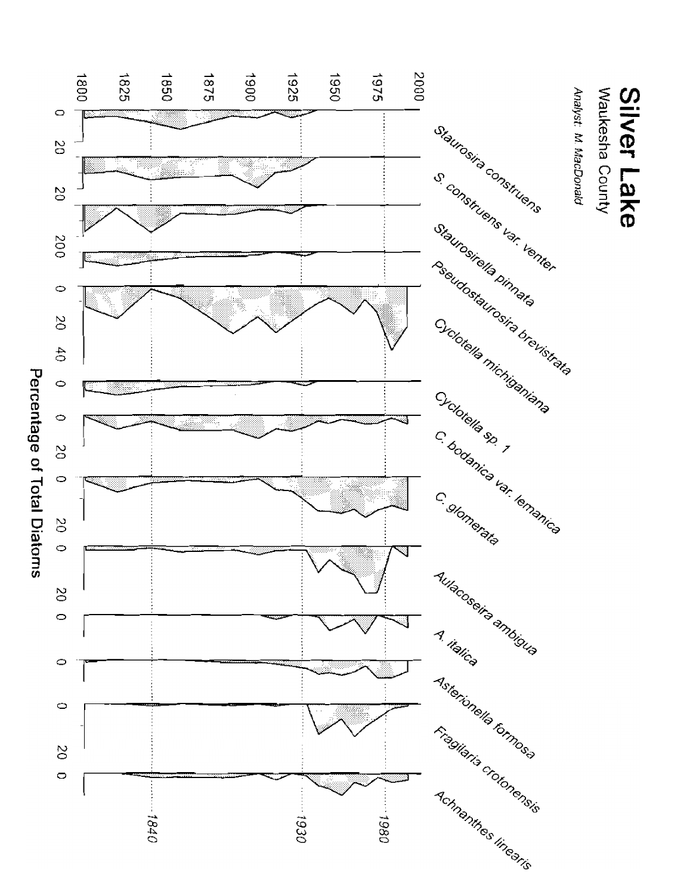# Silver Lake

Waukesha County

*Analyst: M. MacDonald*

*Staurosira construens*

*S. construens var. venter*

*Staurosirella pinnata*

*Pseudostaurosira brevistrata*

*Cyclotella michiganiana*

*Cyclotella sp. 1*

*C. bodanica var. lemanica*

*C. glomerata*

*Aulacoseira ambigua*

*A. italica*

*Asterionella formosa*

*Fragilaria crotonensis*

*Achnanthes linearis*

1800, 1825, 1850, 1875, 1900, 1925, 1950, 1975, 2000

1840, 1930, 1980

Percentage of Total Diatoms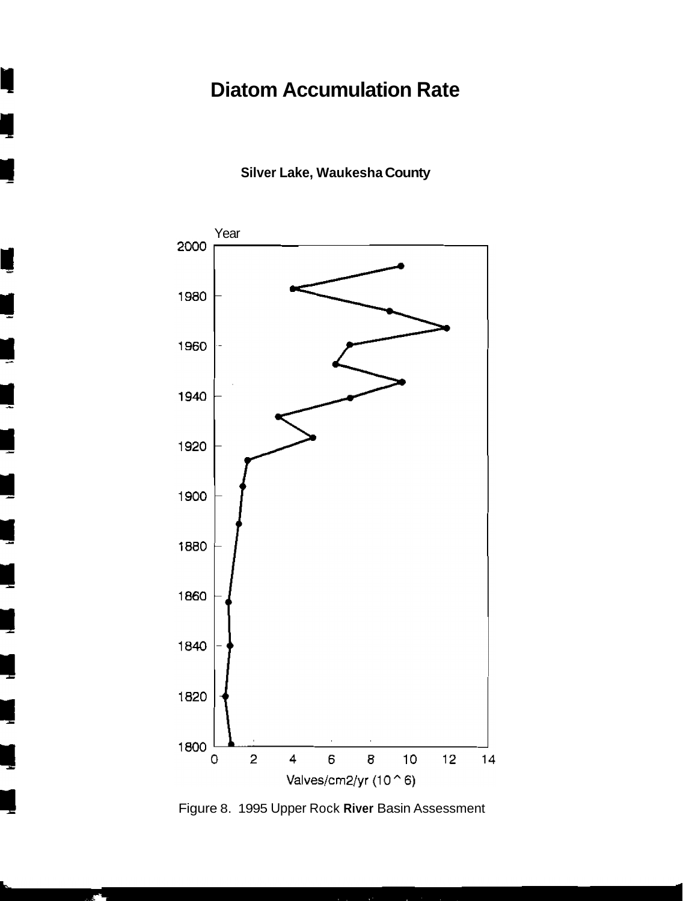# Diatom Accumulation Rate

**Silver Lake, Waukesha County**

Year

2000
1980
1960
1940
1920
1900
1880
1860
1840
1820
1800

0 2 4 6 8 10 12 14

Valves/cm2/yr (10 ^ 6)

Figure 8. 1995 Upper Rock **River** Basin Assessment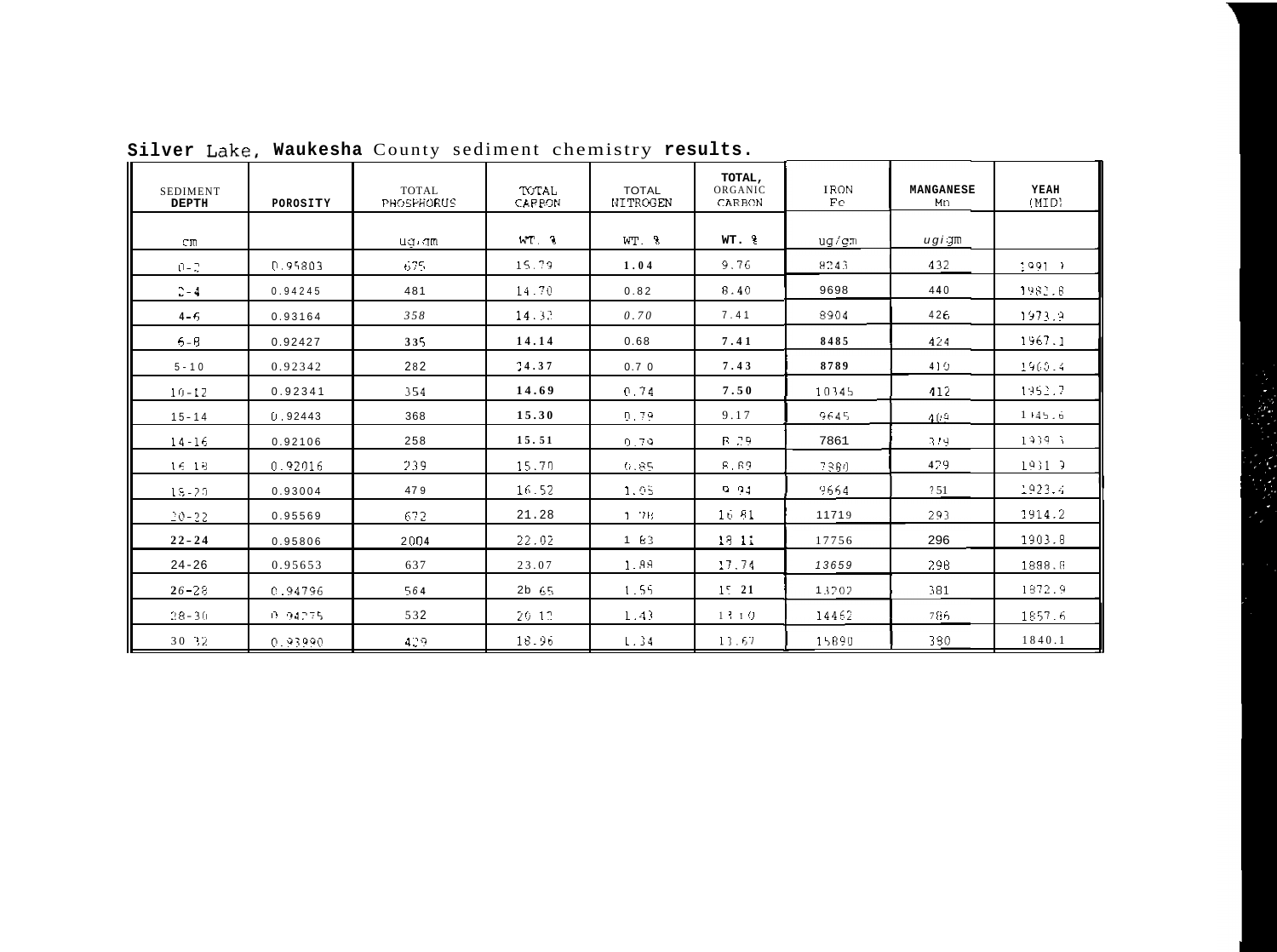**Silver Lake, Waukesha County sediment chemistry results.**

| SEDIMENT DEPTH | POROSITY | TOTAL PHOSPHORUS | TOTAL CARBON | TOTAL NITROGEN | TOTAL, ORGANIC CARBON | IRON Fe | MANGANESE Mn | YEAR (MID) |
|---|---|---|---|---|---|---|---|---|
| cm | | ug/gm | WT. % | WT. % | WT. % | ug/gm | ug/gm | |
| 0-2 | 0.95803 | 675 | 15.79 | 1.04 | 9.76 | 8243 | 432 | 1991.? |
| 2-4 | 0.94245 | 481 | 14.70 | 0.82 | 8.40 | 9698 | 440 | 1982.8 |
| 4-6 | 0.93164 | 358 | 14.32 | 0.70 | 7.41 | 8904 | 426 | 1973.9 |
| 6-8 | 0.92427 | 335 | 14.14 | 0.68 | 7.41 | 8485 | 424 | 1967.1 |
| 8-10 | 0.92342 | 282 | 14.37 | 0.70 | 7.43 | 8789 | 410 | 1960.4 |
| 10-12 | 0.92341 | 354 | 14.69 | 0.74 | 7.50 | 10345 | 412 | 1952.7 |
| 12-14 | 0.92443 | 368 | 15.30 | 0.79 | 9.17 | 9645 | 409 | 1945.6 |
| 14-16 | 0.92106 | 258 | 15.51 | 0.79 | 8.79 | 7861 | 379 | 1939.3 |
| 16-18 | 0.92016 | 239 | 15.70 | 0.85 | 8.89 | 7880 | 429 | 1931.9 |
| 18-20 | 0.93004 | 479 | 16.52 | 1.05 | 9.94 | 9664 | 351 | 1923.4 |
| 20-22 | 0.95569 | 672 | 21.28 | 1.78 | 16.81 | 11719 | 293 | 1914.2 |
| 22-24 | 0.95806 | 2004 | 22.02 | 1.83 | 18.11 | 17756 | 296 | 1903.8 |
| 24-26 | 0.95653 | 637 | 23.07 | 1.89 | 17.74 | 13659 | 298 | 1898.8 |
| 26-28 | 0.94796 | 564 | 26.65 | 1.55 | 15.21 | 13202 | 381 | 1872.9 |
| 28-30 | 0.94275 | 532 | 20.12 | 1.43 | 13.10 | 14462 | 386 | 1857.6 |
| 30-32 | 0.93990 | 429 | 18.96 | 1.34 | 13.67 | 15890 | 390 | 1840.1 |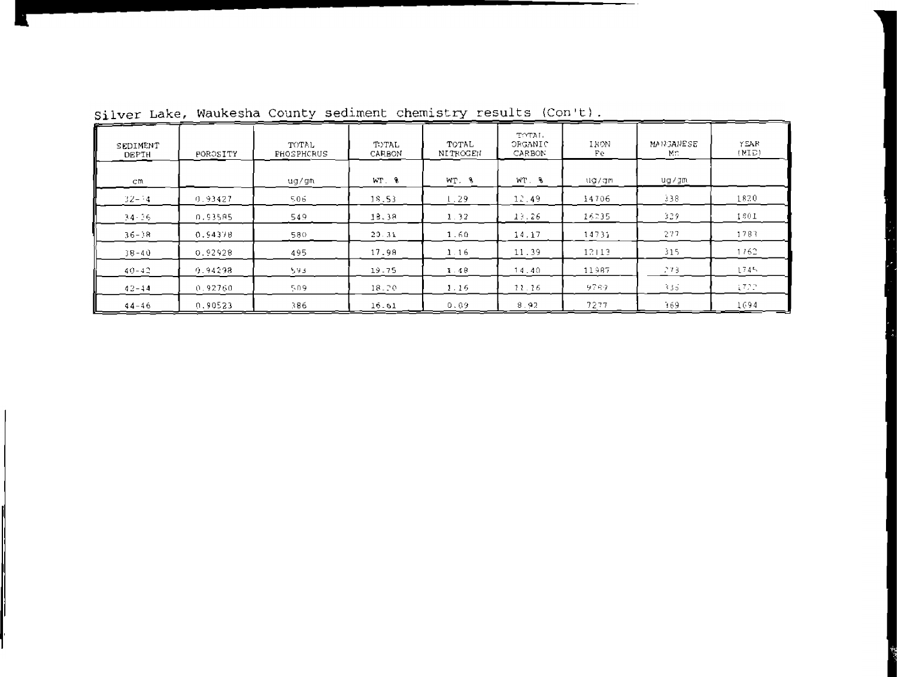Silver Lake, Waukesha County sediment chemistry results (Con't).

| SEDIMENT DEPTH | POROSITY | TOTAL PHOSPHORUS | TOTAL CARBON | TOTAL NITROGEN | TOTAL ORGANIC CARBON | IRON Fe | MANGANESE Mn | YEAR (MID) |
|---|---|---|---|---|---|---|---|---|
| cm | | ug/gm | WT. % | WT. % | WT. % | ug/gm | ug/gm | |
| 32-34 | 0.93427 | 506 | 18.53 | 1.29 | 12.49 | 14706 | 338 | 1820 |
| 34-36 | 0.93585 | 549 | 18.38 | 1.32 | 13.26 | 16235 | 329 | 1801 |
| 36-38 | 0.94378 | 580 | 20.31 | 1.60 | 14.17 | 14731 | 277 | 1783 |
| 38-40 | 0.92928 | 495 | 17.98 | 1.16 | 11.39 | 12113 | 315 | 1762 |
| 40-42 | 0.94298 | 593 | 19.75 | 1.48 | 14.40 | 11987 | 273 | 1745 |
| 42-44 | 0.92760 | 509 | 18.20 | 1.16 | 11.16 | 9789 | 335 | 1722 |
| 44-46 | 0.90523 | 386 | 16.61 | 0.09 | 8.92 | 7277 | 369 | 1694 |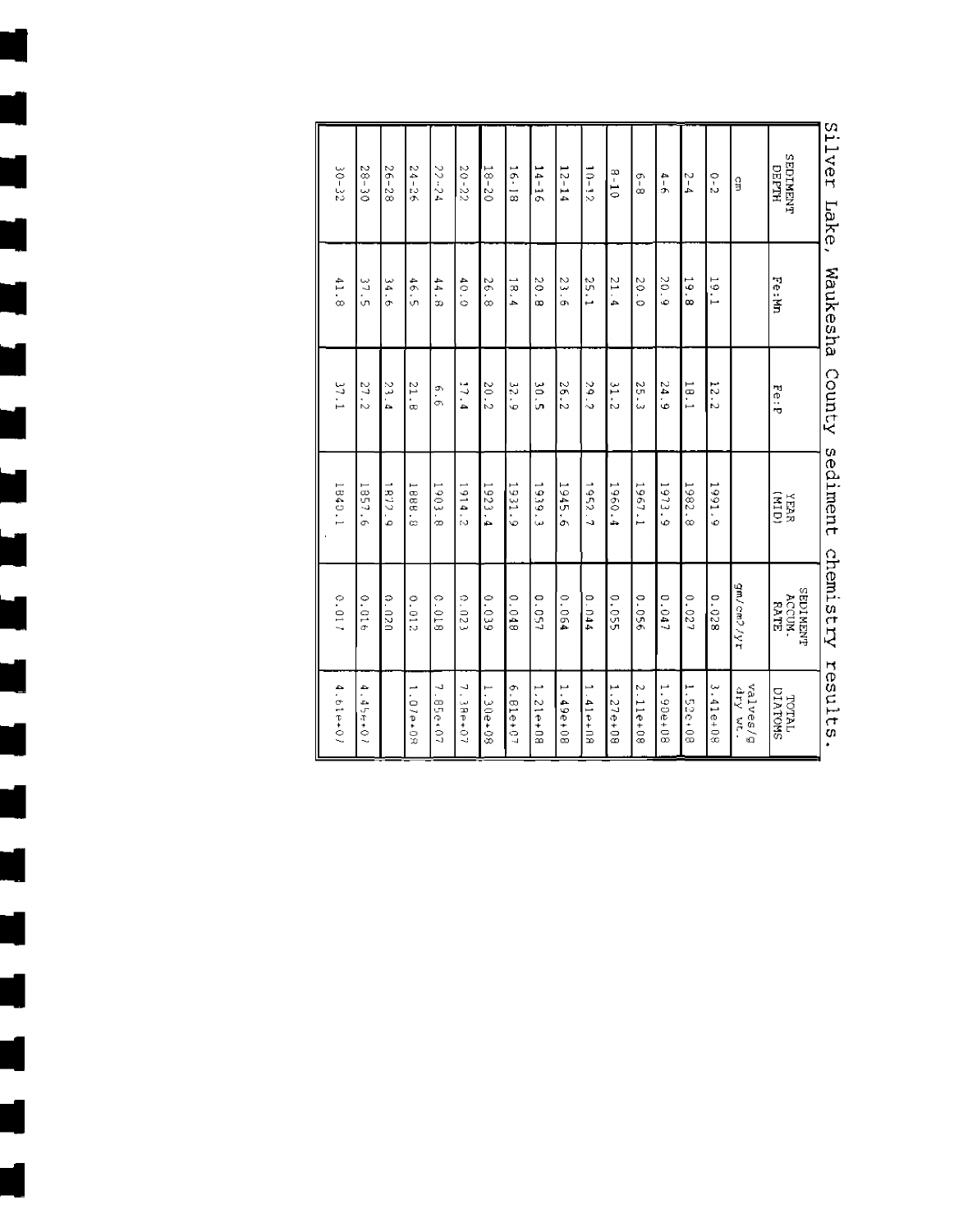# Silver Lake, Waukesha County sediment chemistry results.

| SEDIMENT DEPTH | Fe:Mn | Fe:P | YEAR (MID) | SEDIMENT ACCUM. RATE | TOTAL DIATOMS |
|---|---|---|---|---|---|
| cm | | | | gm/cm2/yr | valves/g dry wt. |
| 0-2 | 19.1 | 12.2 | 1991.9 | 0.028 | 3.41e+08 |
| 2-4 | 19.8 | 18.1 | 1982.8 | 0.027 | 1.52e+08 |
| 4-6 | 20.9 | 24.9 | 1973.9 | 0.047 | 1.90e+08 |
| 6-8 | 20.0 | 25.3 | 1967.1 | 0.056 | 2.11e+08 |
| 8-10 | 21.4 | 31.2 | 1960.4 | 0.055 | 1.27e+08 |
| 10-12 | 25.1 | 29.2 | 1952.7 | 0.044 | 1.41e+08 |
| 12-14 | 23.6 | 26.2 | 1945.6 | 0.064 | 1.49e+08 |
| 14-16 | 20.8 | 30.5 | 1939.3 | 0.057 | 1.21e+08 |
| 16-18 | 18.4 | 32.9 | 1931.9 | 0.048 | 6.81e+07 |
| 18-20 | 26.8 | 20.2 | 1923.4 | 0.039 | 1.30e+08 |
| 20-22 | 40.0 | 17.4 | 1914.2 | 0.023 | 7.38e+07 |
| 22-24 | 44.8 | 6.6 | 1903.8 | 0.018 | 7.85e+07 |
| 24-26 | 46.5 | 21.8 | 1888.8 | 0.012 | 1.07e+08 |
| 26-28 | 34.6 | 23.4 | 1872.9 | 0.020 | |
| 28-30 | 37.5 | 27.2 | 1857.6 | 0.016 | 4.45e+07 |
| 30-32 | 41.8 | 37.1 | 1840.1 | 0.017 | 4.61e+07 |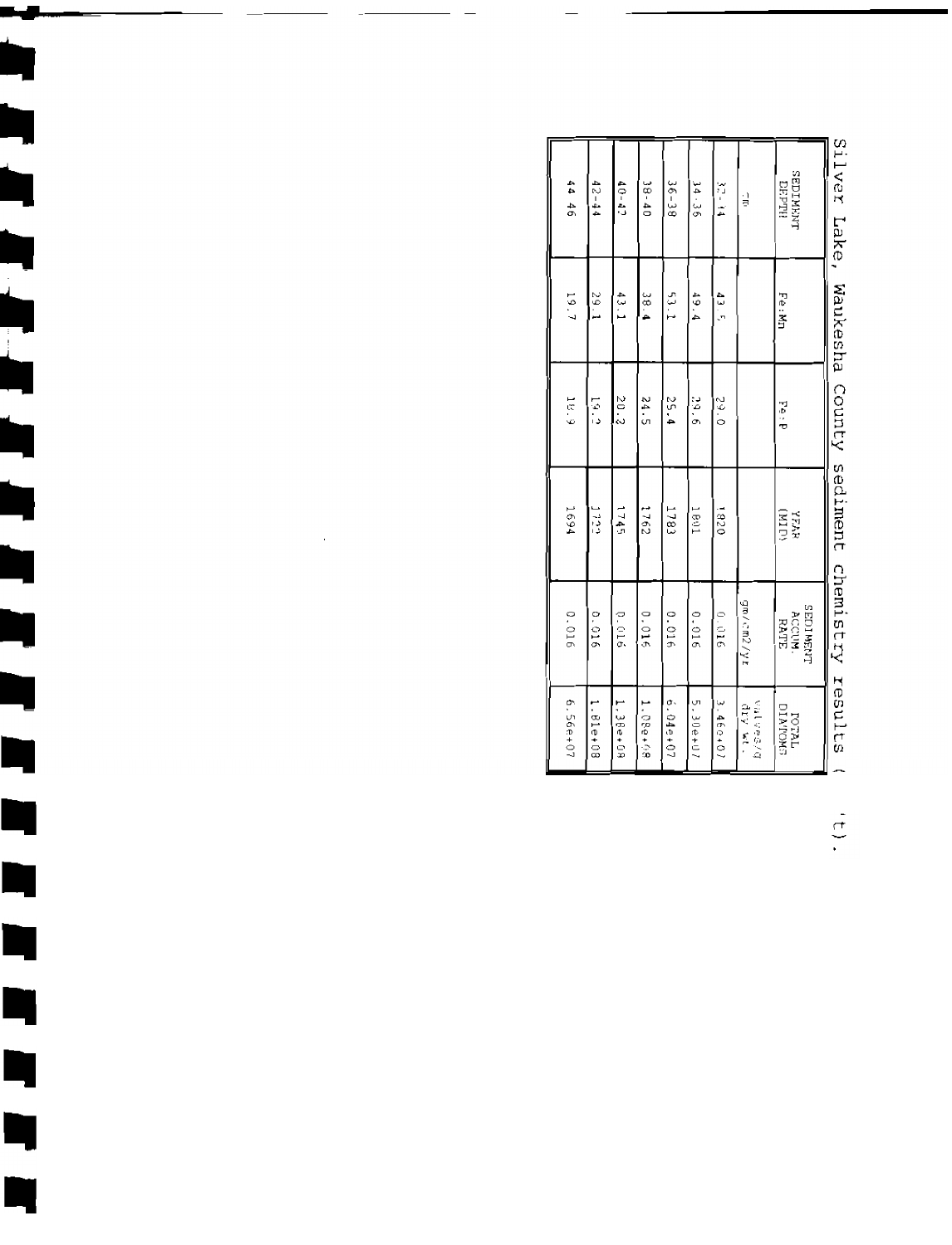Silver Lake, Waukesha County sediment chemistry results ( 't).

| SEDIMENT DEPTH | Fe:Mn | Fe:P | YEAR (MID) | SEDIMENT ACCUM. RATE | TOTAL DIATOMS |
|---|---|---|---|---|---|
| cm | | | | gm/cm2/yr | valves/g dry wt. |
| 32-34 | 43.5 | 29.0 | 1820 | 0.016 | 3.46e+07 |
| 34-36 | 49.4 | 29.6 | 1801 | 0.016 | 5.30e+07 |
| 36-38 | 53.1 | 25.4 | 1783 | 0.016 | 6.04e+07 |
| 38-40 | 38.4 | 24.5 | 1762 | 0.016 | 1.08e+08 |
| 40-42 | 43.1 | 20.2 | 1745 | 0.016 | 1.38e+08 |
| 42-44 | 29.1 | 19.2 | 1722 | 0.016 | 1.81e+08 |
| 44-46 | 19.7 | 18.9 | 1694 | 0.016 | 6.56e+07 |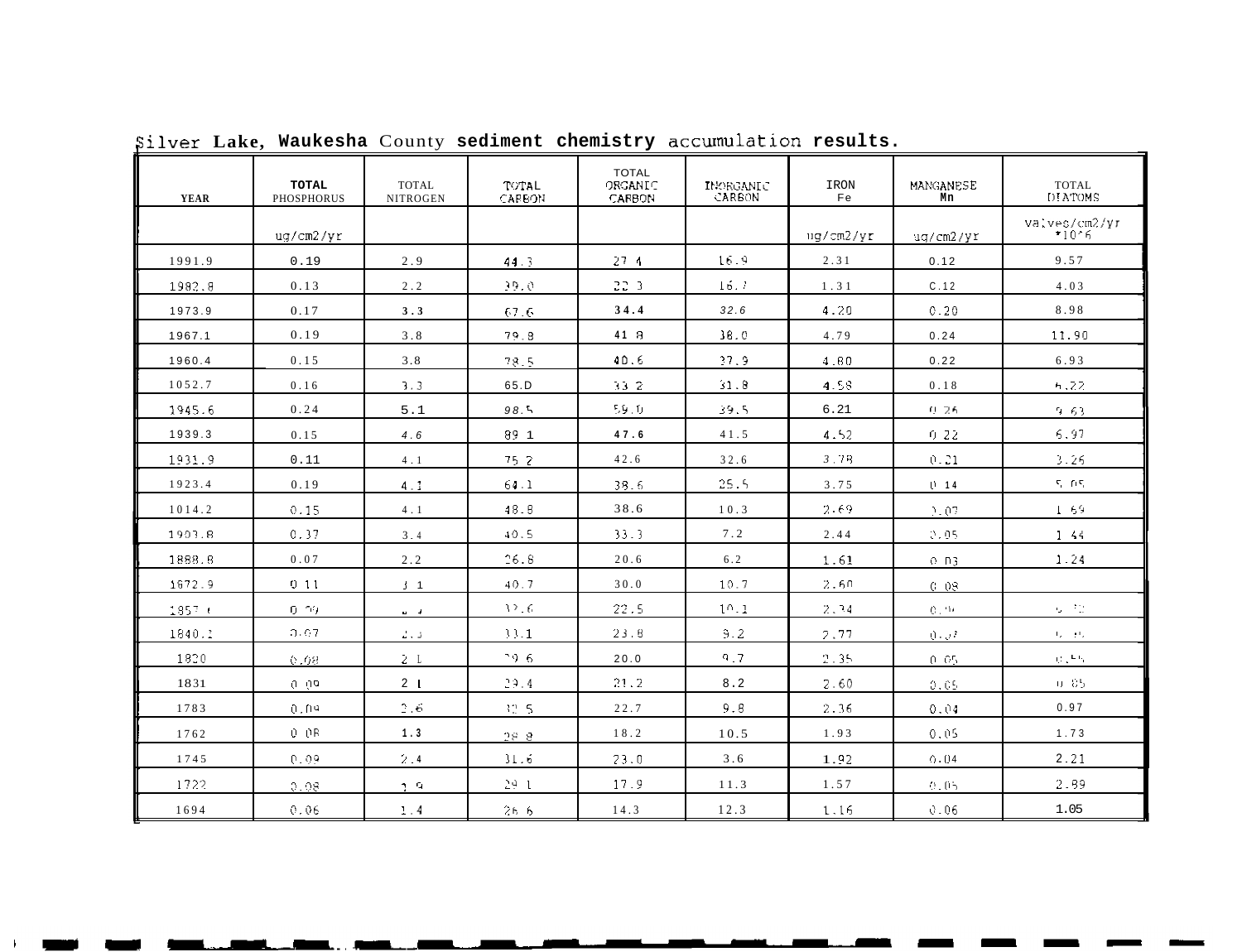Silver Lake, Waukesha County sediment chemistry accumulation results.

| YEAR | TOTAL PHOSPHORUS | TOTAL NITROGEN | TOTAL CARBON | TOTAL ORGANIC CARBON | INORGANIC CARBON | IRON Fe | MANGANESE Mn | TOTAL DIATOMS |
|---|---|---|---|---|---|---|---|---|
| | ug/cm2/yr | | | | | ug/cm2/yr | ug/cm2/yr | valves/cm2/yr *10^6 |
| 1991.9 | 0.19 | 2.9 | 44.3 | 27.4 | 16.9 | 2.31 | 0.12 | 9.57 |
| 1982.8 | 0.13 | 2.2 | 39.0 | 22.3 | 16.7 | 1.31 | 0.12 | 4.03 |
| 1973.9 | 0.17 | 3.3 | 67.6 | 34.4 | 32.6 | 4.20 | 0.20 | 8.98 |
| 1967.1 | 0.19 | 3.8 | 79.8 | 41.8 | 38.0 | 4.79 | 0.24 | 11.90 |
| 1960.4 | 0.15 | 3.8 | 78.5 | 40.6 | 37.9 | 4.80 | 0.22 | 6.93 |
| 1052.7 | 0.16 | 3.3 | 65.D | 33.2 | 31.8 | 4.58 | 0.18 | 6.22 |
| 1945.6 | 0.24 | 5.1 | 98.5 | 59.0 | 39.5 | 6.21 | 0.26 | 9.63 |
| 1939.3 | 0.15 | 4.6 | 89.1 | 47.6 | 41.5 | 4.52 | 0.22 | 6.97 |
| 1931.9 | 0.11 | 4.1 | 75.2 | 42.6 | 32.6 | 3.78 | 0.21 | 3.26 |
| 1923.4 | 0.19 | 4.1 | 64.1 | 38.6 | 25.5 | 3.75 | 0.14 | 5.05 |
| 1014.2 | 0.15 | 4.1 | 48.8 | 38.6 | 10.3 | 2.69 | 0.07 | 1.69 |
| 1903.8 | 0.37 | 3.4 | 40.5 | 33.3 | 7.2 | 2.44 | 0.05 | 1.44 |
| 1888.8 | 0.07 | 2.2 | 26.8 | 20.6 | 6.2 | 1.61 | 0.03 | 1.24 |
| 1672.9 | 0.11 | 3.1 | 40.7 | 30.0 | 10.7 | 2.60 | 0.08 | |
| 1857.4 | 0.09 | | 32.6 | 22.5 | 10.1 | 2.34 | | |
| 1840.1 | 0.07 | | 33.1 | 23.8 | 9.2 | 2.77 | | |
| 1820 | 0.08 | 2.1 | 29.6 | 20.0 | 9.7 | 2.35 | 0.05 | |
| 1831 | 0.09 | 2.1 | 29.4 | 21.2 | 8.2 | 2.60 | 0.05 | 0.85 |
| 1783 | 0.09 | 2.6 | 32.5 | 22.7 | 9.8 | 2.36 | 0.04 | 0.97 |
| 1762 | 0.08 | 1.3 | 28.8 | 18.2 | 10.5 | 1.93 | 0.05 | 1.73 |
| 1745 | 0.09 | 2.4 | 31.6 | 23.0 | 3.6 | 1.92 | 0.04 | 2.21 |
| 1722 | 0.08 | 1.9 | 29.1 | 17.9 | 11.3 | 1.57 | 0.05 | 2.89 |
| 1694 | 0.06 | 1.4 | 26.6 | 14.3 | 12.3 | 1.16 | 0.06 | 1.05 |